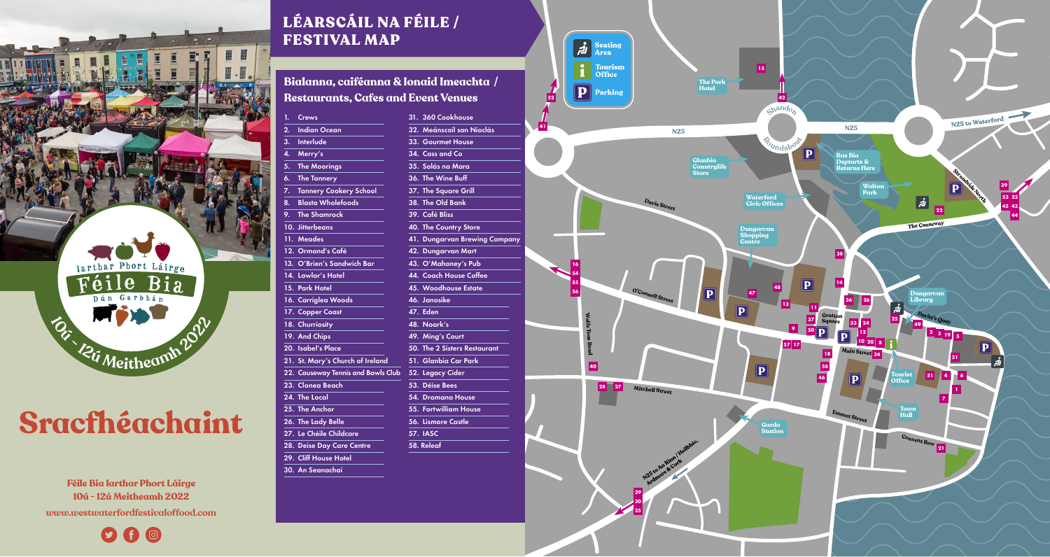# LÉARSCÁIL NA FÉILE / FESTIVAL MAP

## Bialanna, caiféanna & Ionaid Imeachta / Restaurants, Cafes and Event Venues

1. Crews
2. Indian Ocean
3. Interlude
4. Merry's
5. The Moorings
6. The Tannery
7. Tannery Cookery School
8. Blasta Wholefoods
9. The Shamrock
10. Jitterbeans
11. Meades
12. Ormond's Café
13. O'Brien's Sandwich Bar
14. Lawlor's Hotel
15. Park Hotel
16. Carriglea Woods
17. Copper Coast
18. Churriosity
19. And Chips
20. Isabel's Place
21. St. Mary's Church of Ireland
22. Causeway Tennis and Bowls Club
23. Clonea Beach
24. The Local
25. The Anchor
26. The Lady Belle
27. Le Chéile Childcare
28. Deise Day Care Centre
29. Cliff House Hotel
30. An Seanachaí
31. 360 Cookhouse
32. Meánscoil san Nioclás
33. Gourmet House
34. Cass and Co
35. Solás na Mara
36. The Wine Buff
37. The Square Grill
38. The Old Bank
39. Café Bliss
40. The Country Store
41. Dungarvan Brewing Company
42. Dungarvan Mart
43. O'Mahoney's Pub
44. Coach House Coffee
45. Woodhouse Estate
46. Janosike
47. Eden
48. Noark's
49. Ming's Court
50. The 2 Sisters Restaurant
51. Glanbia Car Park
52. Legacy Cider
53. Déise Bees
54. Dromana House
55. Fortwilliam House
56. Lismore Castle
57. IASC
58. Releaf

Seating Area

Tourism Office

Parking

The Park Hotel

Shandon Roundabout

N25

N25 to Waterford

Glanbia Countrylife Store

Bus Bia Departs & Returns Here

Walton Park

Strandside North

The Causeway

Davis Street

Waterford Civic Offices

Dungarvan Shopping Centre

O'Connell Street

Grattan Square

Dungarvan Library

Davitt's Quay

Main Street

Tourist Office

Wolfe Tone Road

Mitchell Street

Town Hall

Emmet Street

Convent Row

Garda Station

N25 to An Rinn / Heilbhic, Ardmore & Cork

Iarthar Phort Láirge

Féile Bia

Dún Garbhán

10ú - 12ú Meitheamh 2022

# Sracfhéachaint

**Féile Bia Iarthar Phort Láirge**
**10ú - 12ú Meitheamh 2022**

**www.westwaterfordfestivaloffood.com**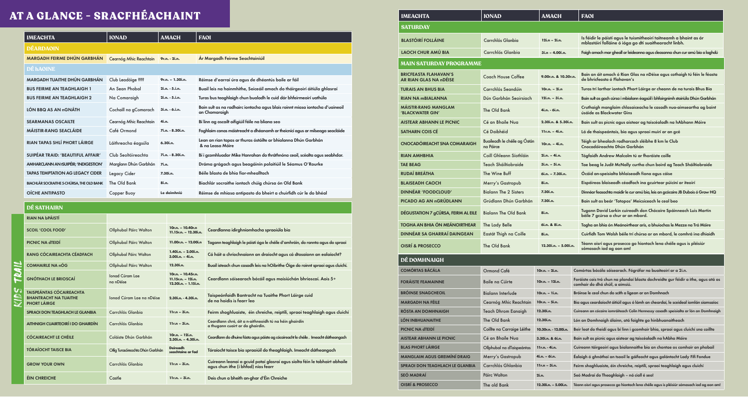# AT A GLANCE - SRACFHÉACHAINT

| IMEACHTA | IONAD | AMACH | FAOI |
| --- | --- | --- | --- |
| **DÉARDAOIN** | | | |
| MARGADH FEIRME DHÚN GARBHÁN | Cearnóg Mhic Reachtain | 9r.n. - 2i.n. | Ár Margadh Feirme Seachtainiúil |
| **DÉ hAOINE** | | | |
| MARGADH TUAITHE DHÚN GARBHÁN | Club Leadóige ??? | 9r.n. – 1.30i.n. | Réimse d'earraí úra agus de dhéantús baile ar fáil |
| BUS FEIRME AN TEAGHLAIGH 1 | An Sean Phobal | 2i.n. - 5.i.n. | Buail leis na hainmhithe, Seiceáil amach do tháirgeoirí áitiúla ghlasraí |
| BUS FEIRME AN TEAGHLAIGH 2 | Na Comaraigh | 2i.n. - 5.i.n. | Turas bus teaghlaigh chun bualadh le cuid dár bhfeirmeoirí uathúla |
| LÓN BBQ AS AN nGNÁTH | Cochaill na gComarach | 3i.n. - 6.i.n. | Bain sult as na radhairc iontacha agus blais roinnt miasa iontacha d'uaineoil an Chomaraigh |
| SEARMANAS OSCAILTE | Cearnóg Mhic Reachtain | 4i.n. | Bí linn ag oscailt oifigiúil féile na bliana seo |
| MÁISTIR-RANG SEACLÁIDE | Café Ormond | 7i.n. - 8.30i.n. | Foghlaim conas máistreacht a dhéanamh ar theicnící agus ar milseoga seacláide |
| RIAN TAPAS SHLÍ PHORT LÁIRGE | Láithreacha éagsúla | 6.30i.n. | Lean an rian tapas ar thuras óstáilte ar bhialanna Dhún Garbhán & na Leasa Móire |
| SUIPÉAR TRAID: 'BEAUTIFUL AFFAIR' | Club Seoltóireachta | 7i.n. - 8.30i.n. | Bí i gcomhluadar Mike Hanrahan do thráthnóna ceoil, scéalta agus seabhdar. |
| AMHARCLANN AN tSUIPÉIR; 'INDIGESTION' | Marglann Dhún Garbhán | 7i.n. | Dráma grágach agus beagáinín polaitiúil le Séamus O'Rourke |
| TAPAS TEMPTATION AG LEGACY CIDER | Legacy Cider | 7.30i.n. | Béile blasta de bhia fíor-mhealltach |
| BIACHLÁR SOCRAITHE 5-CHÚRSA, THE OLD BANK | The Old Bank | 8i.n. | Biachlár socraithe iontach chúig chúrsa ón Old Bank |
| OÍCHE ANTIPASTO | Copper Buoy | Le deimhniú | Réimse de mhiasa antipasto do bheirt a chuirfidh cúr le do bhéal |

## DÉ SATHAIRN

KIDS TRAIL

| IMEACHTA | IONAD | AMACH | FAOI |
| --- | --- | --- | --- |
| **RIAN NA bPÁISTÍ** | | | |
| SCOIL 'COOL FOOD' | Ollphubal Páirc Walton | 10r.n. – 10.40r.n 11.15r.n. – 12.30i.n. | Ceardlanna idirghníomhacha spraoiúla bia |
| PICNIC NA dTEIDÍ | Ollphubal Páirc Walton | 11.00r.n. – 12.00i.n | Tagann teaghlaigh le páistí óga le chéile d'amhráin, do rannta agus do spraoi |
| RANG CÓCAIREACHTA CÉADFACH | Ollphubal Páirc Walton | 1.40i.n. – 2.00i.n. 3.00i.n. – 4i.n. | Cá háit a chríochnaíonn an draíocht agus cá dtosaíonn an eolaíocht? |
| COMHAIRLE NA nÓG | Ollphubal Páirc Walton | 12.30i.n. | Buail isteach chun casadh leis na hOibrithe Óige do roinnt spraoi agus cluichí. |
| GNÓTHACH LE BRIOSCAÍ | Ionad Cúram Lae na nDéise | 10r.n. – 10.45r.n. 11.15r.n. – 12i.n. 12.30i.n. – 1.15i.n. | Ceardlann sóisearach bácáil agus maisiúchán brioscaí. Aois 5+ |
| TAISPEÁNTAS CÓCAIREACHTA BHANTRACHT NA TUAITHE PHORT LÁIRGE | Ionad Cúram Lae na nDéise | 2.30i.n. - 4.30i.n. | Taispeánfaidh Bantracht na Tuaithe Phort Láirge cuid de na hoidis is fearr leo |
| SPRAOI DON TEAGHLACH LE GLANBIA | Carrchlós Glanbia | 11r.n – 3i.n. | Feirm shoghluaiste, éin chreiche, reiptílí, spraoi teaghlaigh agus cluichí |
| AITHNIGH CUAIRTEOIRÍ I DO GHAIRDÍN | Carrchlós Glanbia | 11r.n – 3i.n. | Ceardlann chré, áit a n-aithneoidh tú na héin ghairdín a thugann cuairt ar do ghairdín. |
| CÓCAIREACHT LE CHÉILE | Coláiste Dhún Garbhán | 10r.n. – 12i.n. 2.30i.n. – 4.30i.n. | Ceardlann do dhuine fásta agus páiste ag cócaireacht le chéile. Imeacht dátheangach |
| TÓRAÍOCHT TAISCE BIA | Oifig Turasóireachta Dhún Garbhán | Deireadh seachtaine ar fad | Tóraíocht taisce bia spraoiúil do theaghlaigh. Imeacht dátheangach |
| GROW YOUR OWN | Carrchlós Glanbia | 11r.n – 3i.n. | Cuireann leanaí a gcuid potaí glasraí agus síolta féin le tabhairt abhaile agus chun ithe (i bhfad) níos fearr |
| ÉIN CHREICHE | Castle | 11r.n. – 3i.n. | Deis chun a bheith an-ghar d'Éin Chreiche |

| IMEACHTA | IONAD | AMACH | FAOI |
| --- | --- | --- | --- |
| **SATURDAY** | | | |
| BLASTÓIRÍ FOLLÁINE | Carrchlós Glanbia | 12i.n – 2i.n. | Is féidir le páistí agus le tuismitheoirí taitneamh a bhaint as ár mblastóirí folláine ó ióga go dtí suaitheacht linbh. |
| LAOCH CHUR AMÚ BIA | Carrchlós Glanbia | 3i.n – 4.00i.n. | Faigh amach mar gheall ar leideanna agus cleasanna chun cur amú bia a laghdú |
| **MAIN SATURDAY PROGRAMME** | | | |
| BRICFEASTA FLAHAVAN'S AR RIAN GLAS NA nDÉISE | Coach House Coffee | 9.00r.n. & 10.30r.n. | Bain an áit amach ó Rian Glas na nDéise agus cothaigh tú féin le féasta de bhricfeasta ó Flahavan's |
| TURAIS AN BHUS BIA | Carrchlós Seandúin | 10r.n. – 2i.n | Turas trí Iarthar iontach Phort Láirge ar cheann de na turais Bhus Bia |
| RIAN NA mBIALANNA | Dún Garbhán Seoirsiach | 12i.n. – 3i.n. | Bain sult as gach cúrsa i mbialann éagsúil i bhfoirgnimh stairiúla Dhún Garbhán |
| MÁISTIR-RANG MANGLAM 'BLACKWATER GIN' | The Old Bank | 4i.n. - 6i.n. | Cruthaigh manglaim chlasaiceacha le casadh nua-aimseartha ag baint úsáide as Blackwater Gins |
| AISTEAR ABHANN LE PICNIC | Cé an Bhaile Nua | 2.30i.n. & 5.30i.n. | Bain sult as picnic agus aistear ag taiscéaladh na hAbhann Móire |
| SATHARN COIS CÉ | Cé Daibhéid | 11r.n. – 4i.n. | Lá de thaispeántais, bia agus spraoi muirí ar an gcé |
| CNOCADÓIREACHT SNA COMARAIGH | Buaileadh le chéile ag Óstán na Páirce | 10r.n. – 4i.n. | Téigh ar bhealach radharcach sléibhe 8 km le Club Cnocadóireachta Dhún Garbhán |
| RIAN AMHBHIA | Coill Ghleann Síothláin | 2i.n. – 4i.n. | Tógfaidh Andrew Malcolm tú ar fhoráiste coille |
| TAE BEAG | Teach Shráitiobraide | 3i.n. – 5i.n. | Tae beag le Judit McNally curtha chun boird ag Teach Shráitiobraide |
| RUDAÍ BREÁTHA | The Wine Buff | 6i.n. – 7.30i.n. | Ócáid an-speisialta bhlaiseadh fíona agus cáise |
| BLAISEADH CAOCH | Merry's Gastropub | 8i.n. | Eispéireas blaiseadh céadfach ina gcuirtear púicíní ar iteoirí |
| DINNÉAR 'FOODCLOUD' | Bialann The 2 Sisters | 7.30i.n. | Dinnéar feasachta maidir le cur amú bia, leis an gcócaire JB Dubois ó Grow HQ |
| PICADO AG AN nGRÚDLANN | Grúdlann Dhún Garbhán | 7.30i.n. | Bain sult as beár 'Totopos' Meicsiceach le ceol beo |
| DÉGUSTATION 7 gCÚRSA, FEIRM AL EILE | Bialann The Old Bank | 8i.n. | Tugann David Larkin cuireadh don Chócaire Spáinneach Luis Martin béile 7 gcúrsa a chur ar an mbord. |
| TOGHA AN BHIA ÓN MEÁNOIRTHEAR | The Lady Belle | 6i.n. & 8i.n. | Togha an bhia ón Meánoirthear arís, a bhuíochas le Mezze na Trá Móire |
| DINNÉAR SA GHARRAÍ DAINGEAN | Eastát Thigh na Coille | 8i.n. | Cuirfidh Tom Walsh béile trí chúrsa ar an mbord, le comhrá ina dhiaidh |
| OISRÍ & PROSECCO | The Old Bank | 12.30i.n. – 5.00i.n. | Téann oisrí agus prosecco go hiontach lena chéile agus is pléisiúr sómasach iad ag aon am! |
| **DÉ DOMHNAIGH** | | | |
| COMÓRTAS BÁCÁLA | Ormond Café | 10r.n. – 2i.n. | Comórtas bácála sóisearach. Fógrófar na buaiteoirí ar a 2i.n. |
| FORÁISTE FEAMAINNE | Baile na Cúirte | 10r.n. – 12i.n. | Foráiste cois trá chun na plandaí blasta dochreidte gur féidir a ithe, agus atá os comhair do dhá shúil, a aimsiú. |
| BRÓINSE SNAGCHEOIL | Bialann Interlude | 10r.n. – 1i.n. | Bráinse le ceol chun do scíth a ligean ar an Domhnach |
| MARGADH NA FÉILE | Cearnóg Mhic Reachtain | 10r.n. – 5i.n. | Bia agus ceardaíocht áitiúil agus ó lámh an cheardaí, le sceideal iomlán siamsaíoc |
| RÓSTA AN DOMHNAIGH | Teach Dhrom Eanaigh | 12.30i.n. | Cuireann an cócaire iomráiteach Colin Hennessy casadh speisialta ar lón an Domhnaigh |
| LÓN INBHUANAITHE | The Old Bank | 12.30i.n. | Lón an Domhnaigh álainn, atá faighte go hinbhuanaitheach |
| PICNIC NA dTEIDÍ | Coillte na Carraige Léithe | 10.30r.n. - 12.00i.n. | Beir leat do theidí agus bí linn i gcomhair bhia, spraoi agus cluichí sna coillte |
| AISTEAR ABHANN LE PICNIC | Cé an Bhaile Nua | 3.30i.n. & 6i.n. | Bain sult as picnic agus aistear ag taiscéaladh na hAbha Móire |
| BLAS PHORT LÁIRGE | Ollphubal na dTaispeántas | 11r.n. - 4i.n. | Cuireann táirgeoirí agus bialannaithe bia an chontae os comhair an phobail |
| MANGLAIM AGUS GREIMÍNÍ DRAIG | Merry's Gastropub | 4i.n. – 6i.n. | Éalaigh ó ghnáthaí an tsaoil le gáifeacht agus galántacht Lady Fifi Fondue |
| SPRAOI DON TEAGHLACH LE GLANBIA | Carrchlós Ghlanbia | 11r.n – 3i.n. | Feirm shoghluaiste, éin chreiche, reiptílí, spraoi teaghlaigh agus cluichí |
| SEÓ MADRAÍ | Páirc Walton | 2i.n. | Seó Madraí do Theaghlaigh – ná ciall é seo! |
| OISRÍ & PROSECCO | The old Bank | 12.30i.n. – 5.00i.n. | Téann oisrí agus prosecco go hiontach lena chéile agus is pléisiúr sómasach iad ag aon am! |